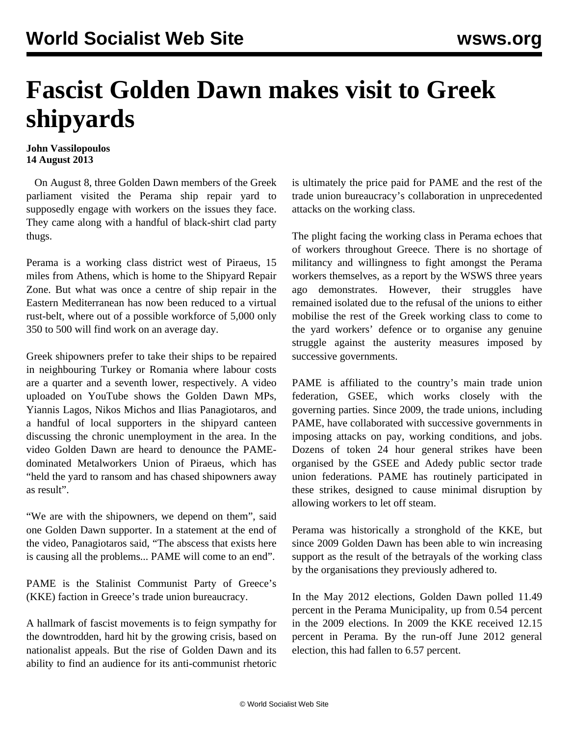# Fascist Golden Dawn makes visit to Greek shipyards

**John Vassilopoulos**
**14 August 2013**

On August 8, three Golden Dawn members of the Greek parliament visited the Perama ship repair yard to supposedly engage with workers on the issues they face. They came along with a handful of black-shirt clad party thugs.

Perama is a working class district west of Piraeus, 15 miles from Athens, which is home to the Shipyard Repair Zone. But what was once a centre of ship repair in the Eastern Mediterranean has now been reduced to a virtual rust-belt, where out of a possible workforce of 5,000 only 350 to 500 will find work on an average day.

Greek shipowners prefer to take their ships to be repaired in neighbouring Turkey or Romania where labour costs are a quarter and a seventh lower, respectively. A video uploaded on YouTube shows the Golden Dawn MPs, Yiannis Lagos, Nikos Michos and Ilias Panagiotaros, and a handful of local supporters in the shipyard canteen discussing the chronic unemployment in the area. In the video Golden Dawn are heard to denounce the PAME-dominated Metalworkers Union of Piraeus, which has "held the yard to ransom and has chased shipowners away as result".

"We are with the shipowners, we depend on them", said one Golden Dawn supporter. In a statement at the end of the video, Panagiotaros said, "The abscess that exists here is causing all the problems... PAME will come to an end".

PAME is the Stalinist Communist Party of Greece's (KKE) faction in Greece's trade union bureaucracy.

A hallmark of fascist movements is to feign sympathy for the downtrodden, hard hit by the growing crisis, based on nationalist appeals. But the rise of Golden Dawn and its ability to find an audience for its anti-communist rhetoric is ultimately the price paid for PAME and the rest of the trade union bureaucracy's collaboration in unprecedented attacks on the working class.

The plight facing the working class in Perama echoes that of workers throughout Greece. There is no shortage of militancy and willingness to fight amongst the Perama workers themselves, as a report by the WSWS three years ago demonstrates. However, their struggles have remained isolated due to the refusal of the unions to either mobilise the rest of the Greek working class to come to the yard workers' defence or to organise any genuine struggle against the austerity measures imposed by successive governments.

PAME is affiliated to the country's main trade union federation, GSEE, which works closely with the governing parties. Since 2009, the trade unions, including PAME, have collaborated with successive governments in imposing attacks on pay, working conditions, and jobs. Dozens of token 24 hour general strikes have been organised by the GSEE and Adedy public sector trade union federations. PAME has routinely participated in these strikes, designed to cause minimal disruption by allowing workers to let off steam.

Perama was historically a stronghold of the KKE, but since 2009 Golden Dawn has been able to win increasing support as the result of the betrayals of the working class by the organisations they previously adhered to.

In the May 2012 elections, Golden Dawn polled 11.49 percent in the Perama Municipality, up from 0.54 percent in the 2009 elections. In 2009 the KKE received 12.15 percent in Perama. By the run-off June 2012 general election, this had fallen to 6.57 percent.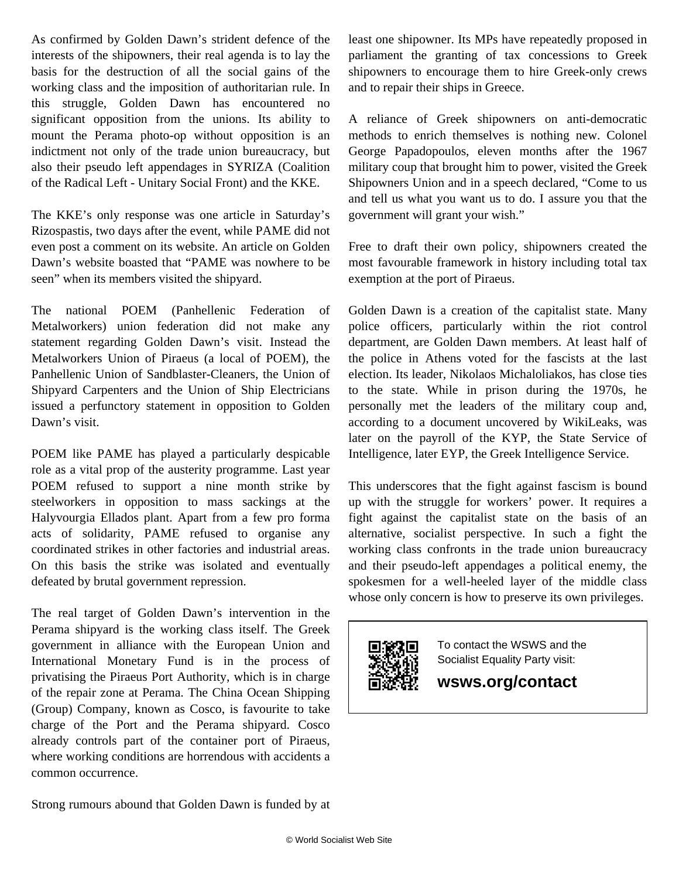As confirmed by Golden Dawn's strident defence of the interests of the shipowners, their real agenda is to lay the basis for the destruction of all the social gains of the working class and the imposition of authoritarian rule. In this struggle, Golden Dawn has encountered no significant opposition from the unions. Its ability to mount the Perama photo-op without opposition is an indictment not only of the trade union bureaucracy, but also their pseudo left appendages in SYRIZA (Coalition of the Radical Left - Unitary Social Front) and the KKE.

The KKE's only response was one article in Saturday's Rizospastis, two days after the event, while PAME did not even post a comment on its website. An article on Golden Dawn's website boasted that "PAME was nowhere to be seen" when its members visited the shipyard.

The national POEM (Panhellenic Federation of Metalworkers) union federation did not make any statement regarding Golden Dawn's visit. Instead the Metalworkers Union of Piraeus (a local of POEM), the Panhellenic Union of Sandblaster-Cleaners, the Union of Shipyard Carpenters and the Union of Ship Electricians issued a perfunctory statement in opposition to Golden Dawn's visit.

POEM like PAME has played a particularly despicable role as a vital prop of the austerity programme. Last year POEM refused to support a nine month strike by steelworkers in opposition to mass sackings at the Halyvourgia Ellados plant. Apart from a few pro forma acts of solidarity, PAME refused to organise any coordinated strikes in other factories and industrial areas. On this basis the strike was isolated and eventually defeated by brutal government repression.

The real target of Golden Dawn's intervention in the Perama shipyard is the working class itself. The Greek government in alliance with the European Union and International Monetary Fund is in the process of privatising the Piraeus Port Authority, which is in charge of the repair zone at Perama. The China Ocean Shipping (Group) Company, known as Cosco, is favourite to take charge of the Port and the Perama shipyard. Cosco already controls part of the container port of Piraeus, where working conditions are horrendous with accidents a common occurrence.

Strong rumours abound that Golden Dawn is funded by at least one shipowner. Its MPs have repeatedly proposed in parliament the granting of tax concessions to Greek shipowners to encourage them to hire Greek-only crews and to repair their ships in Greece.

A reliance of Greek shipowners on anti-democratic methods to enrich themselves is nothing new. Colonel George Papadopoulos, eleven months after the 1967 military coup that brought him to power, visited the Greek Shipowners Union and in a speech declared, "Come to us and tell us what you want us to do. I assure you that the government will grant your wish."

Free to draft their own policy, shipowners created the most favourable framework in history including total tax exemption at the port of Piraeus.

Golden Dawn is a creation of the capitalist state. Many police officers, particularly within the riot control department, are Golden Dawn members. At least half of the police in Athens voted for the fascists at the last election. Its leader, Nikolaos Michaloliakos, has close ties to the state. While in prison during the 1970s, he personally met the leaders of the military coup and, according to a document uncovered by WikiLeaks, was later on the payroll of the KYP, the State Service of Intelligence, later EYP, the Greek Intelligence Service.

This underscores that the fight against fascism is bound up with the struggle for workers' power. It requires a fight against the capitalist state on the basis of an alternative, socialist perspective. In such a fight the working class confronts in the trade union bureaucracy and their pseudo-left appendages a political enemy, the spokesmen for a well-heeled layer of the middle class whose only concern is how to preserve its own privileges.

To contact the WSWS and the Socialist Equality Party visit:

**wsws.org/contact**